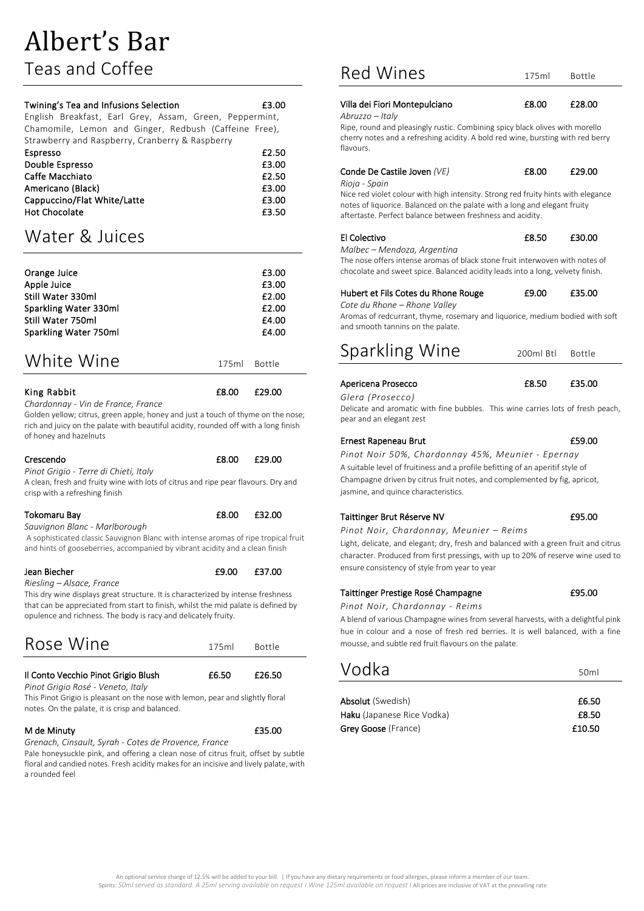# Albert's Bar

## Teas and Coffee

| Item | Price |
|---|---|
| **Twining's Tea and Infusions Selection** | £3.00 |

English Breakfast, Earl Grey, Assam, Green, Peppermint, Chamomile, Lemon and Ginger, Redbush (Caffeine Free), Strawberry and Raspberry, Cranberry & Raspberry

| Item | Price |
|---|---|
| **Espresso** | £2.50 |
| **Double Espresso** | £3.00 |
| **Caffe Macchiato** | £2.50 |
| **Americano (Black)** | £3.00 |
| **Cappuccino/Flat White/Latte** | £3.00 |
| **Hot Chocolate** | £3.50 |

## Water & Juices

| Item | Price |
|---|---|
| **Orange Juice** | £3.00 |
| **Apple Juice** | £3.00 |
| **Still Water 330ml** | £2.00 |
| **Sparkling Water 330ml** | £2.00 |
| **Still Water 750ml** | £4.00 |
| **Sparkling Water 750ml** | £4.00 |

## White Wine

| | 175ml | Bottle |
|---|---|---|
| **King Rabbit** | £8.00 | £29.00 |

*Chardonnay - Vin de France, France*

Golden yellow; citrus, green apple, honey and just a touch of thyme on the nose; rich and juicy on the palate with beautiful acidity, rounded off with a long finish of honey and hazelnuts

| | 175ml | Bottle |
|---|---|---|
| **Crescendo** | £8.00 | £29.00 |

*Pinot Grigio - Terre di Chieti, Italy*

A clean, fresh and fruity wine with lots of citrus and ripe pear flavours. Dry and crisp with a refreshing finish

| | 175ml | Bottle |
|---|---|---|
| **Tokomaru Bay** | £8.00 | £32.00 |

*Sauvignon Blanc - Marlborough*

A sophisticated classic Sauvignon Blanc with intense aromas of ripe tropical fruit and hints of gooseberries, accompanied by vibrant acidity and a clean finish

| | 175ml | Bottle |
|---|---|---|
| **Jean Biecher** | £9.00 | £37.00 |

*Riesling – Alsace, France*

This dry wine displays great structure. It is characterized by intense freshness that can be appreciated from start to finish, whilst the mid palate is defined by opulence and richness. The body is racy and delicately fruity.

## Rose Wine

| | 175ml | Bottle |
|---|---|---|
| **Il Conto Vecchio Pinot Grigio Blush** | £6.50 | £26.50 |

*Pinot Grigio Rosé - Veneto, Italy*

This Pinot Grigio is pleasant on the nose with lemon, pear and slightly floral notes. On the palate, it is crisp and balanced.

| | 175ml | Bottle |
|---|---|---|
| **M de Minuty** | | £35.00 |

*Grenach, Cinsault, Syrah - Cotes de Provence, France*

Pale honeysuckle pink, and offering a clean nose of citrus fruit, offset by subtle floral and candied notes. Fresh acidity makes for an incisive and lively palate, with a rounded feel

## Red Wines

| | 175ml | Bottle |
|---|---|---|
| **Villa dei Fiori Montepulciano** | £8.00 | £28.00 |

*Abruzzo – Italy*

Ripe, round and pleasingly rustic. Combining spicy black olives with morello cherry notes and a refreshing acidity. A bold red wine, bursting with red berry flavours.

| | 175ml | Bottle |
|---|---|---|
| **Conde De Castile Joven** *(VE)* | £8.00 | £29.00 |

*Rioja - Spain*

Nice red violet colour with high intensity. Strong red fruity hints with elegance notes of liquorice. Balanced on the palate with a long and elegant fruity aftertaste. Perfect balance between freshness and acidity.

| | 175ml | Bottle |
|---|---|---|
| **El Colectivo** | £8.50 | £30.00 |

*Malbec – Mendoza, Argentina*

The nose offers intense aromas of black stone fruit interwoven with notes of chocolate and sweet spice. Balanced acidity leads into a long, velvety finish.

| | 175ml | Bottle |
|---|---|---|
| **Hubert et Fils Cotes du Rhone Rouge** | £9.00 | £35.00 |

*Cote du Rhone – Rhone Valley*

Aromas of redcurrant, thyme, rosemary and liquorice, medium bodied with soft and smooth tannins on the palate.

## Sparkling Wine

| | 200ml Btl | Bottle |
|---|---|---|
| **Apericena Prosecco** | £8.50 | £35.00 |

*Glera (Prosecco)*

Delicate and aromatic with fine bubbles. This wine carries lots of fresh peach, pear and an elegant zest

| | 200ml Btl | Bottle |
|---|---|---|
| **Ernest Rapeneau Brut** | | £59.00 |

*Pinot Noir 50%, Chardonnay 45%, Meunier - Epernay*

A suitable level of fruitiness and a profile befitting of an aperitif style of Champagne driven by citrus fruit notes, and complemented by fig, apricot, jasmine, and quince characteristics.

| | 200ml Btl | Bottle |
|---|---|---|
| **Taittinger Brut Réserve NV** | | £95.00 |

*Pinot Noir, Chardonnay, Meunier – Reims*

Light, delicate, and elegant; dry, fresh and balanced with a green fruit and citrus character. Produced from first pressings, with up to 20% of reserve wine used to ensure consistency of style from year to year

| | 200ml Btl | Bottle |
|---|---|---|
| **Taittinger Prestige Rosé Champagne** | | £95.00 |

*Pinot Noir, Chardonnay - Reims*

A blend of various Champagne wines from several harvests, with a delightful pink hue in colour and a nose of fresh red berries. It is well balanced, with a fine mousse, and subtle red fruit flavours on the palate.

## Vodka

| | 50ml |
|---|---|
| **Absolut** (Swedish) | £6.50 |
| **Haku** (Japanese Rice Vodka) | £8.50 |
| **Grey Goose** (France) | £10.50 |

An optional service charge of 12.5% will be added to your bill. | If you have any dietary requirements or food allergies, please inform a member of our team.
Spirits: *50ml served as standard. A 25ml serving available on request I Wine 125ml available on request I* All prices are inclusive of VAT at the prevailing rate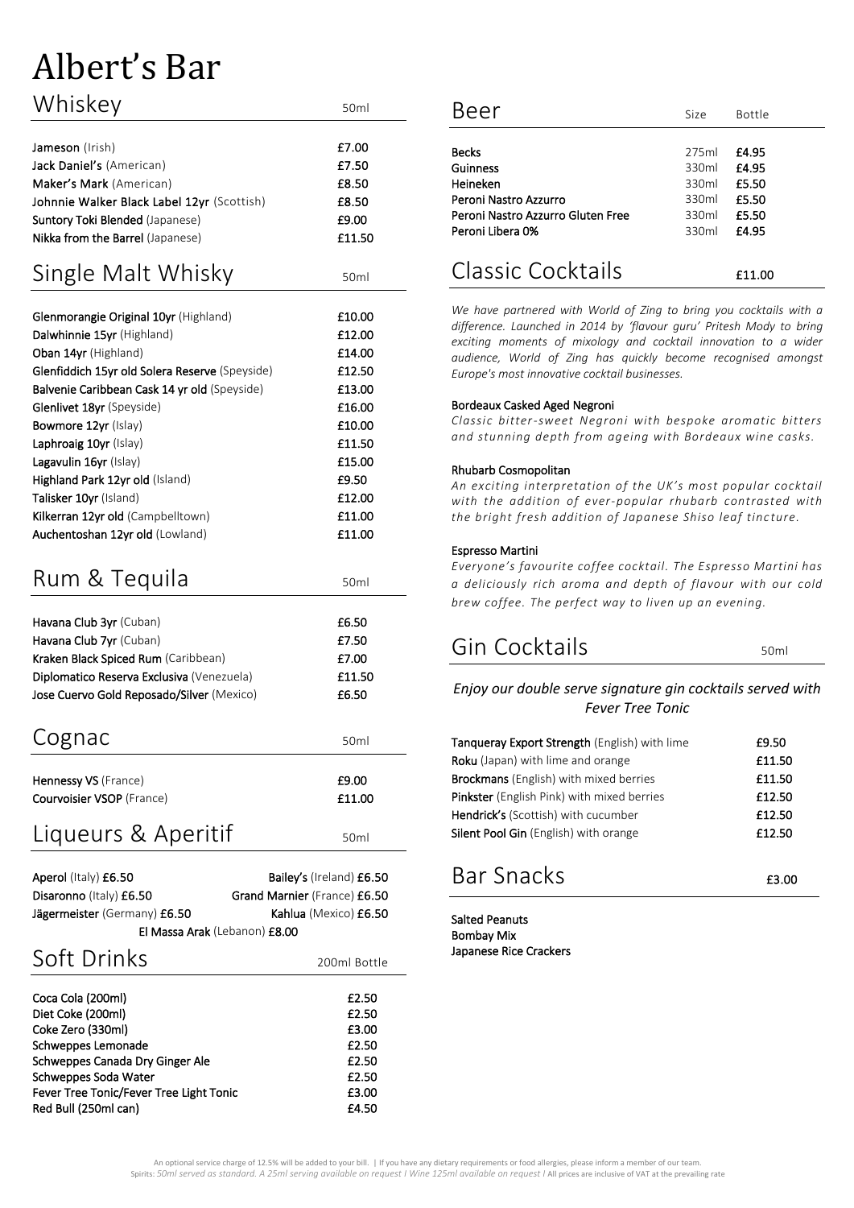# Albert's Bar

## Whiskey

| Whiskey | 50ml |
|---|---|
| **Jameson** (Irish) | £7.00 |
| **Jack Daniel's** (American) | £7.50 |
| **Maker's Mark** (American) | £8.50 |
| **Johnnie Walker Black Label 12yr** (Scottish) | £8.50 |
| **Suntory Toki Blended** (Japanese) | £9.00 |
| **Nikka from the Barrel** (Japanese) | £11.50 |

## Single Malt Whisky

| Single Malt Whisky | 50ml |
|---|---|
| **Glenmorangie Original 10yr** (Highland) | £10.00 |
| **Dalwhinnie 15yr** (Highland) | £12.00 |
| **Oban 14yr** (Highland) | £14.00 |
| **Glenfiddich 15yr old Solera Reserve** (Speyside) | £12.50 |
| **Balvenie Caribbean Cask 14 yr old** (Speyside) | £13.00 |
| **Glenlivet 18yr** (Speyside) | £16.00 |
| **Bowmore 12yr** (Islay) | £10.00 |
| **Laphroaig 10yr** (Islay) | £11.50 |
| **Lagavulin 16yr** (Islay) | £15.00 |
| **Highland Park 12yr old** (Island) | £9.50 |
| **Talisker 10yr** (Island) | £12.00 |
| **Kilkerran 12yr old** (Campbelltown) | £11.00 |
| **Auchentoshan 12yr old** (Lowland) | £11.00 |

## Rum & Tequila

| Rum & Tequila | 50ml |
|---|---|
| **Havana Club 3yr** (Cuban) | £6.50 |
| **Havana Club 7yr** (Cuban) | £7.50 |
| **Kraken Black Spiced Rum** (Caribbean) | £7.00 |
| **Diplomatico Reserva Exclusiva** (Venezuela) | £11.50 |
| **Jose Cuervo Gold Reposado/Silver** (Mexico) | £6.50 |

## Cognac

| Cognac | 50ml |
|---|---|
| **Hennessy VS** (France) | £9.00 |
| **Courvoisier VSOP** (France) | £11.00 |

## Liqueurs & Aperitif

50ml

**Aperol** (Italy) **£6.50**
**Bailey's** (Ireland) **£6.50**
**Disaronno** (Italy) **£6.50**
**Grand Marnier** (France) **£6.50**
**Jägermeister** (Germany) **£6.50**
**Kahlua** (Mexico) **£6.50**
**El Massa Arak** (Lebanon) **£8.00**

## Soft Drinks

| Soft Drinks | 200ml Bottle |
|---|---|
| **Coca Cola (200ml)** | £2.50 |
| **Diet Coke (200ml)** | £2.50 |
| **Coke Zero (330ml)** | £3.00 |
| **Schweppes Lemonade** | £2.50 |
| **Schweppes Canada Dry Ginger Ale** | £2.50 |
| **Schweppes Soda Water** | £2.50 |
| **Fever Tree Tonic/Fever Tree Light Tonic** | £3.00 |
| **Red Bull (250ml can)** | £4.50 |

## Beer

| Beer | Size | Bottle |
|---|---|---|
| **Becks** | 275ml | **£4.95** |
| **Guinness** | 330ml | **£4.95** |
| **Heineken** | 330ml | **£5.50** |
| **Peroni Nastro Azzurro** | 330ml | **£5.50** |
| **Peroni Nastro Azzurro Gluten Free** | 330ml | **£5.50** |
| **Peroni Libera 0%** | 330ml | **£4.95** |

## Classic Cocktails

**£11.00**

*We have partnered with World of Zing to bring you cocktails with a difference. Launched in 2014 by 'flavour guru' Pritesh Mody to bring exciting moments of mixology and cocktail innovation to a wider audience, World of Zing has quickly become recognised amongst Europe's most innovative cocktail businesses.*

**Bordeaux Casked Aged Negroni**
*Classic bitter-sweet Negroni with bespoke aromatic bitters and stunning depth from ageing with Bordeaux wine casks.*

**Rhubarb Cosmopolitan**
*An exciting interpretation of the UK's most popular cocktail with the addition of ever-popular rhubarb contrasted with the bright fresh addition of Japanese Shiso leaf tincture.*

**Espresso Martini**
*Everyone's favourite coffee cocktail. The Espresso Martini has a deliciously rich aroma and depth of flavour with our cold brew coffee. The perfect way to liven up an evening.*

## Gin Cocktails

50ml

*Enjoy our double serve signature gin cocktails served with Fever Tree Tonic*

| | |
|---|---|
| **Tanqueray Export Strength** (English) with lime | £9.50 |
| **Roku** (Japan) with lime and orange | £11.50 |
| **Brockmans** (English) with mixed berries | £11.50 |
| **Pinkster** (English Pink) with mixed berries | £12.50 |
| **Hendrick's** (Scottish) with cucumber | £12.50 |
| **Silent Pool Gin** (English) with orange | £12.50 |

## Bar Snacks

£3.00

**Salted Peanuts**
**Bombay Mix**
**Japanese Rice Crackers**

An optional service charge of 12.5% will be added to your bill. | If you have any dietary requirements or food allergies, please inform a member of our team.
Spirits: *50ml served as standard. A 25ml serving available on request* | *Wine 125ml available on request* | All prices are inclusive of VAT at the prevailing rate